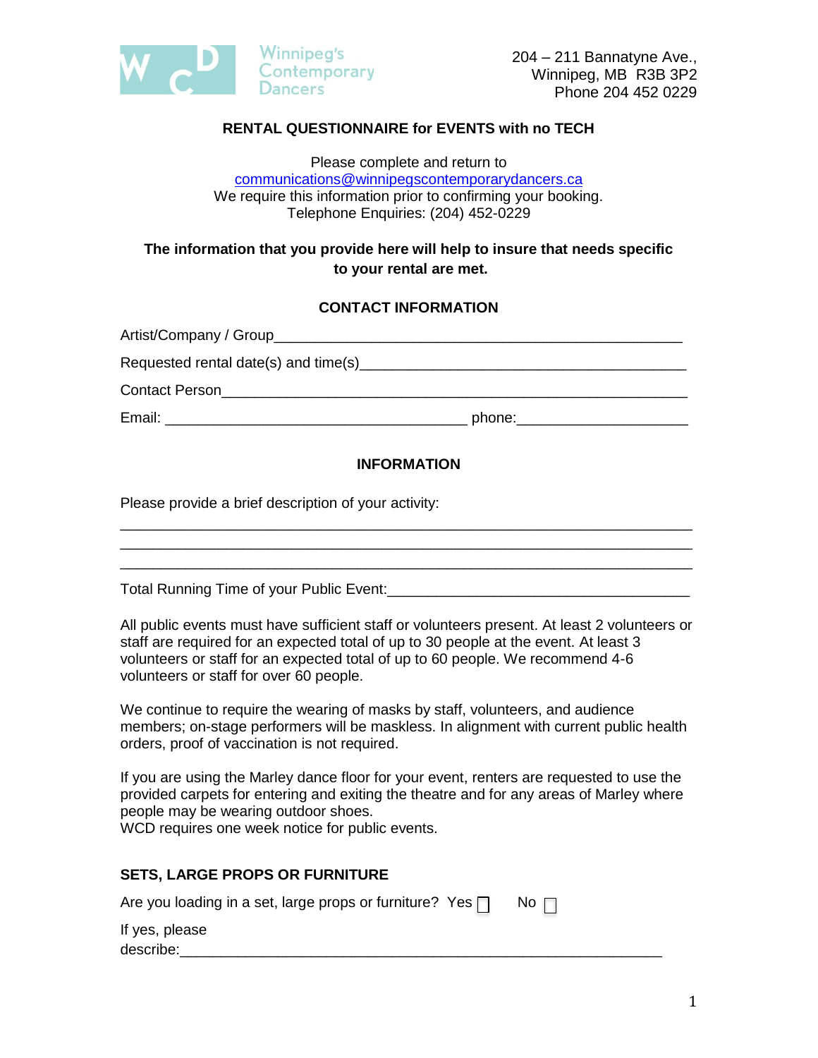Winnipeg's Contemporary Dancers

204 – 211 Bannatyne Ave.,
Winnipeg, MB R3B 3P2
Phone 204 452 0229

## RENTAL QUESTIONNAIRE for EVENTS with no TECH

Please complete and return to
communications@winnipegscontemporarydancers.ca
We require this information prior to confirming your booking.
Telephone Enquiries: (204) 452-0229

**The information that you provide here will help to insure that needs specific to your rental are met.**

### CONTACT INFORMATION

Artist/Company / Group___________________________________________________

Requested rental date(s) and time(s)_________________________________________

Contact Person__________________________________________________________

Email: ____________________________________ phone:_____________________

### INFORMATION

Please provide a brief description of your activity:

_______________________________________________________________________

_______________________________________________________________________

_______________________________________________________________________

Total Running Time of your Public Event:_____________________________________

All public events must have sufficient staff or volunteers present. At least 2 volunteers or staff are required for an expected total of up to 30 people at the event. At least 3 volunteers or staff for an expected total of up to 60 people. We recommend 4-6 volunteers or staff for over 60 people.

We continue to require the wearing of masks by staff, volunteers, and audience members; on-stage performers will be maskless. In alignment with current public health orders, proof of vaccination is not required.

If you are using the Marley dance floor for your event, renters are requested to use the provided carpets for entering and exiting the theatre and for any areas of Marley where people may be wearing outdoor shoes.
WCD requires one week notice for public events.

### SETS, LARGE PROPS OR FURNITURE

Are you loading in a set, large props or furniture? Yes ☐ No ☐

If yes, please describe:_____________________________________________________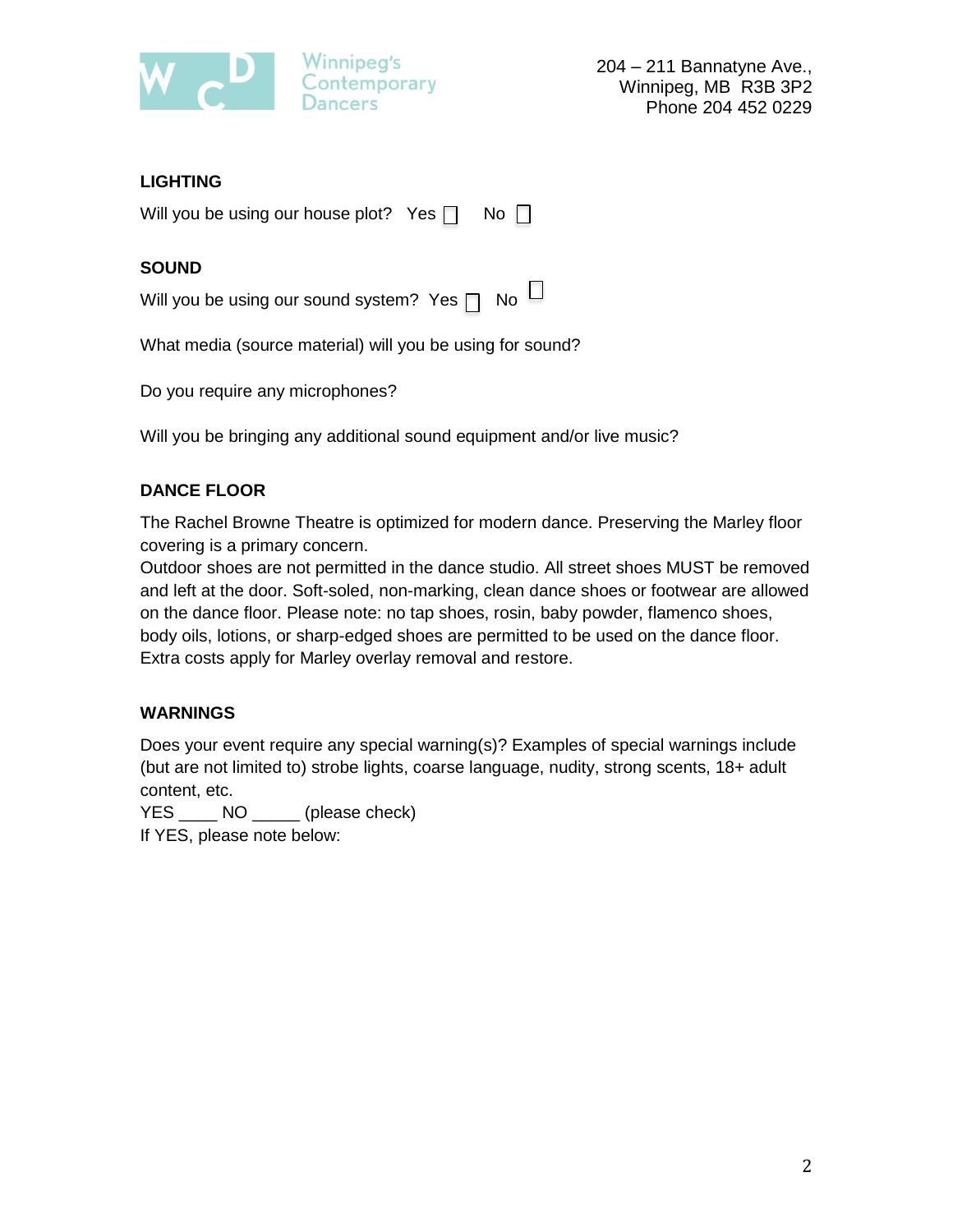Winnipeg's Contemporary Dancers

204 – 211 Bannatyne Ave.,
Winnipeg, MB R3B 3P2
Phone 204 452 0229

## LIGHTING

Will you be using our house plot? Yes ☐ No ☐

## SOUND

Will you be using our sound system? Yes ☐ No ☐

What media (source material) will you be using for sound?

Do you require any microphones?

Will you be bringing any additional sound equipment and/or live music?

## DANCE FLOOR

The Rachel Browne Theatre is optimized for modern dance. Preserving the Marley floor covering is a primary concern.
Outdoor shoes are not permitted in the dance studio. All street shoes MUST be removed and left at the door. Soft-soled, non-marking, clean dance shoes or footwear are allowed on the dance floor. Please note: no tap shoes, rosin, baby powder, flamenco shoes, body oils, lotions, or sharp-edged shoes are permitted to be used on the dance floor. Extra costs apply for Marley overlay removal and restore.

## WARNINGS

Does your event require any special warning(s)? Examples of special warnings include (but are not limited to) strobe lights, coarse language, nudity, strong scents, 18+ adult content, etc.
YES ____ NO _____ (please check)
If YES, please note below: